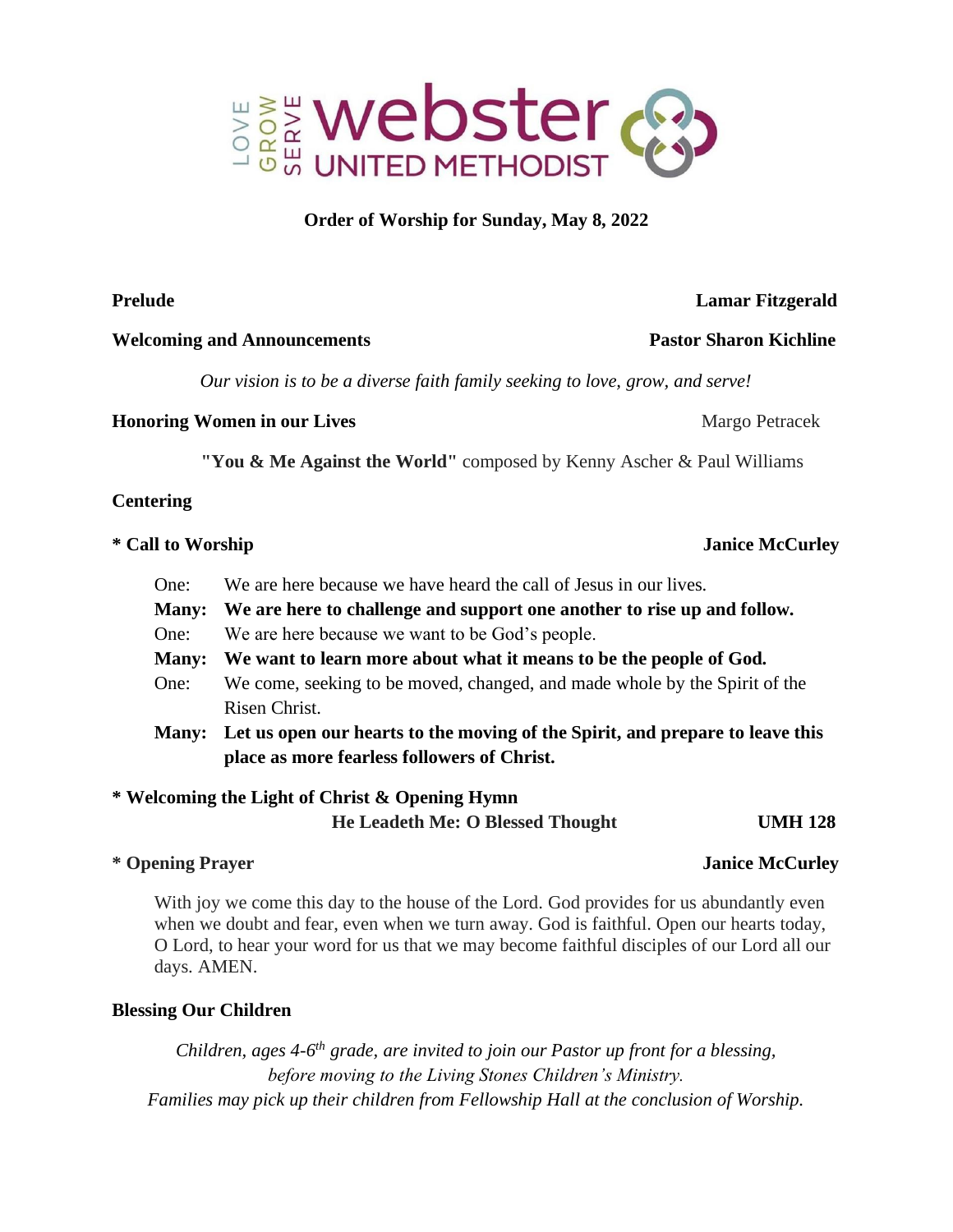LOVE GROW SERVE **webster** UNITED METHODIST

**Order of Worship for Sunday, May 8, 2022**

**Prelude** — **Lamar Fitzgerald**

**Welcoming and Announcements** — **Pastor Sharon Kichline**

*Our vision is to be a diverse faith family seeking to love, grow, and serve!*

**Honoring Women in our Lives** — Margo Petracek

**"You & Me Against the World"** composed by Kenny Ascher & Paul Williams

**Centering**

**\* Call to Worship** — **Janice McCurley**

One: We are here because we have heard the call of Jesus in our lives.
**Many: We are here to challenge and support one another to rise up and follow.**
One: We are here because we want to be God's people.
**Many: We want to learn more about what it means to be the people of God.**
One: We come, seeking to be moved, changed, and made whole by the Spirit of the Risen Christ.
**Many: Let us open our hearts to the moving of the Spirit, and prepare to leave this place as more fearless followers of Christ.**

**\* Welcoming the Light of Christ & Opening Hymn**
**He Leadeth Me: O Blessed Thought** — **UMH 128**

**\* Opening Prayer** — **Janice McCurley**

With joy we come this day to the house of the Lord. God provides for us abundantly even when we doubt and fear, even when we turn away. God is faithful. Open our hearts today, O Lord, to hear your word for us that we may become faithful disciples of our Lord all our days. AMEN.

**Blessing Our Children**

*Children, ages 4-6th grade, are invited to join our Pastor up front for a blessing, before moving to the Living Stones Children's Ministry.*
*Families may pick up their children from Fellowship Hall at the conclusion of Worship.*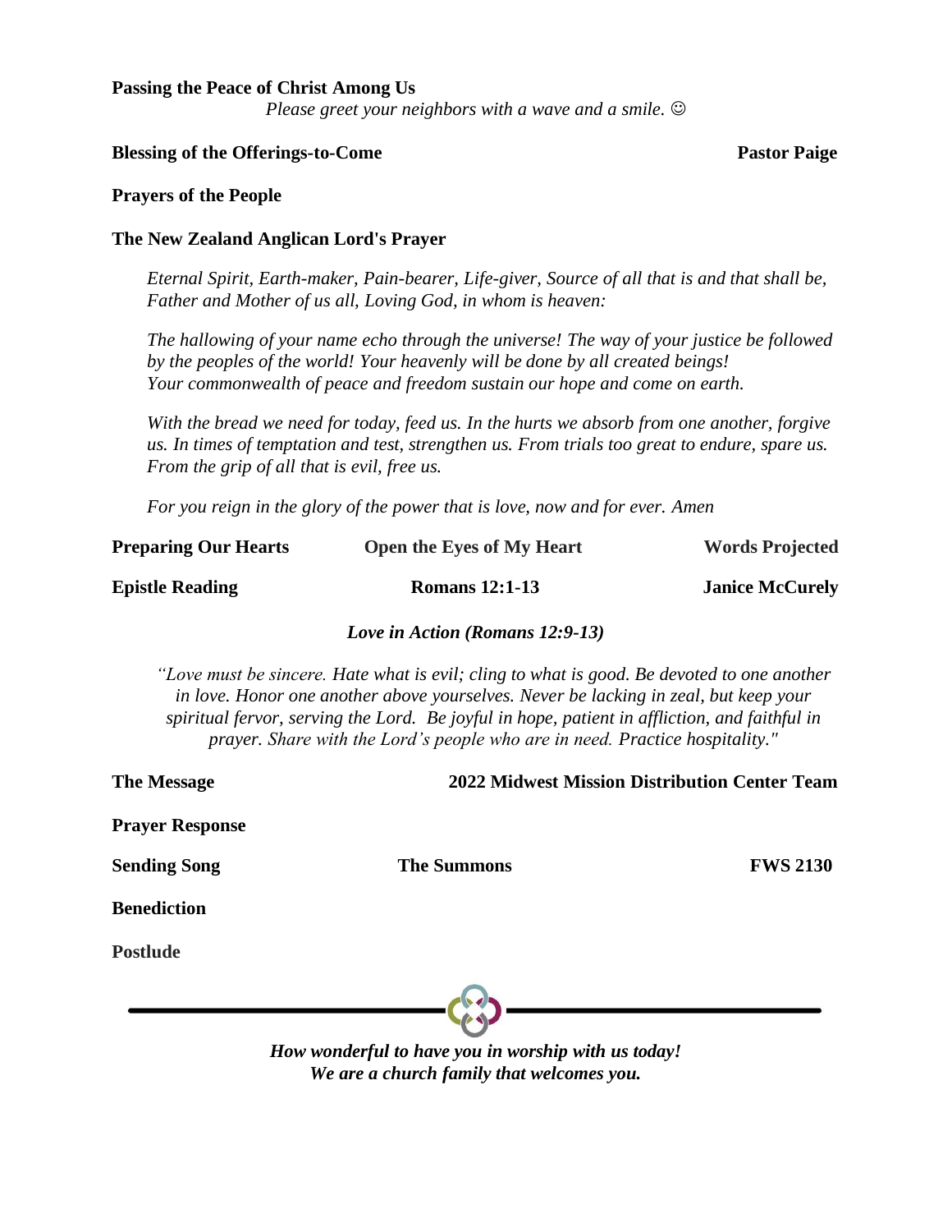**Passing the Peace of Christ Among Us**

*Please greet your neighbors with a wave and a smile.* ☺

**Blessing of the Offerings-to-Come** **Pastor Paige**

**Prayers of the People**

**The New Zealand Anglican Lord's Prayer**

*Eternal Spirit, Earth-maker, Pain-bearer, Life-giver, Source of all that is and that shall be, Father and Mother of us all, Loving God, in whom is heaven:*

*The hallowing of your name echo through the universe! The way of your justice be followed by the peoples of the world! Your heavenly will be done by all created beings! Your commonwealth of peace and freedom sustain our hope and come on earth.*

*With the bread we need for today, feed us. In the hurts we absorb from one another, forgive us. In times of temptation and test, strengthen us. From trials too great to endure, spare us. From the grip of all that is evil, free us.*

*For you reign in the glory of the power that is love, now and for ever. Amen*

**Preparing Our Hearts** **Open the Eyes of My Heart** **Words Projected**

**Epistle Reading** **Romans 12:1-13** **Janice McCurely**

***Love in Action (Romans 12:9-13)***

*"Love must be sincere. Hate what is evil; cling to what is good. Be devoted to one another in love. Honor one another above yourselves. Never be lacking in zeal, but keep your spiritual fervor, serving the Lord. Be joyful in hope, patient in affliction, and faithful in prayer. Share with the Lord's people who are in need. Practice hospitality."*

**The Message** **2022 Midwest Mission Distribution Center Team**

**Prayer Response**

**Sending Song** **The Summons** **FWS 2130**

**Benediction**

**Postlude**

***How wonderful to have you in worship with us today!***
***We are a church family that welcomes you.***